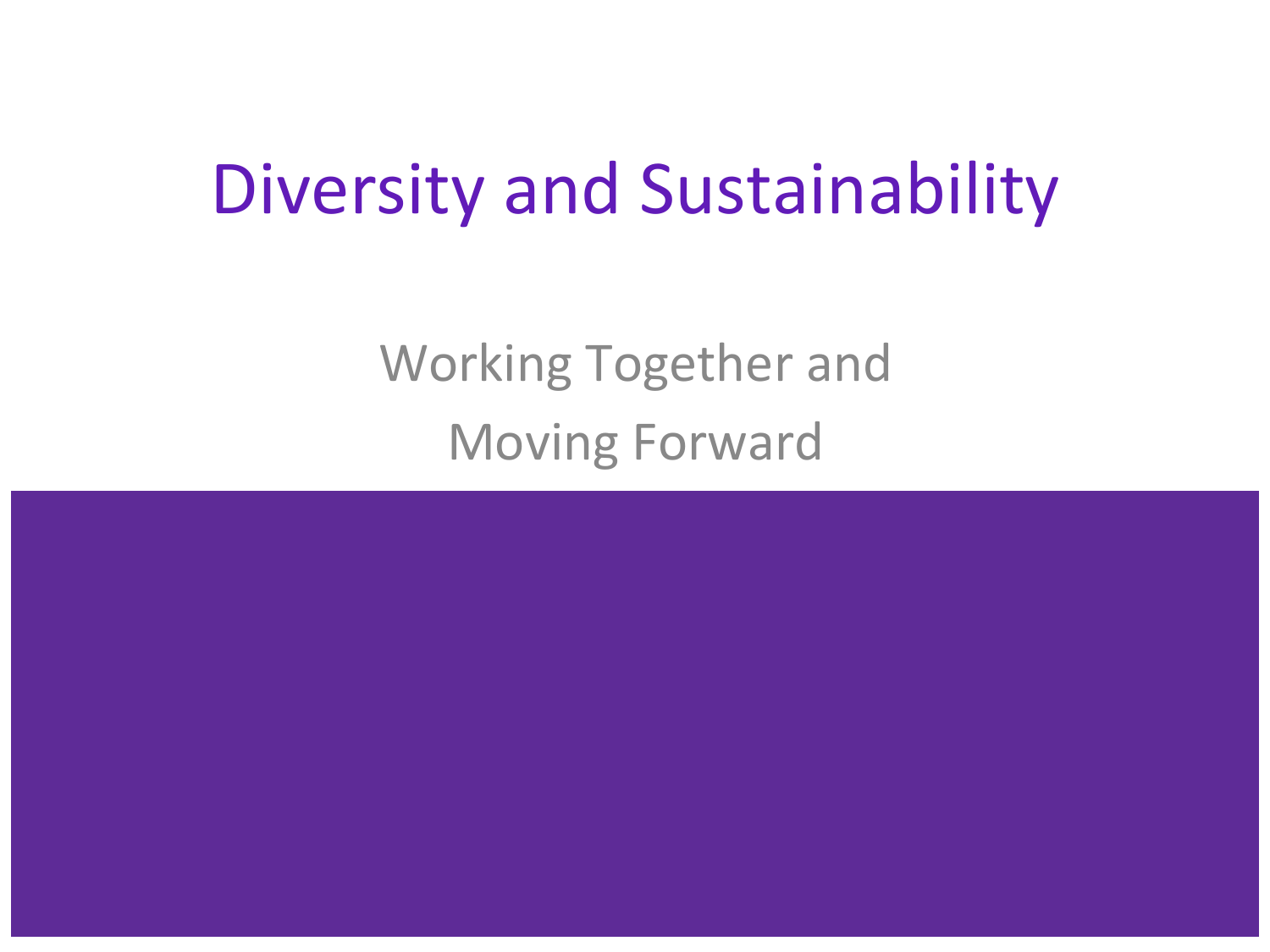# Diversity and Sustainability

Working Together and

Moving Forward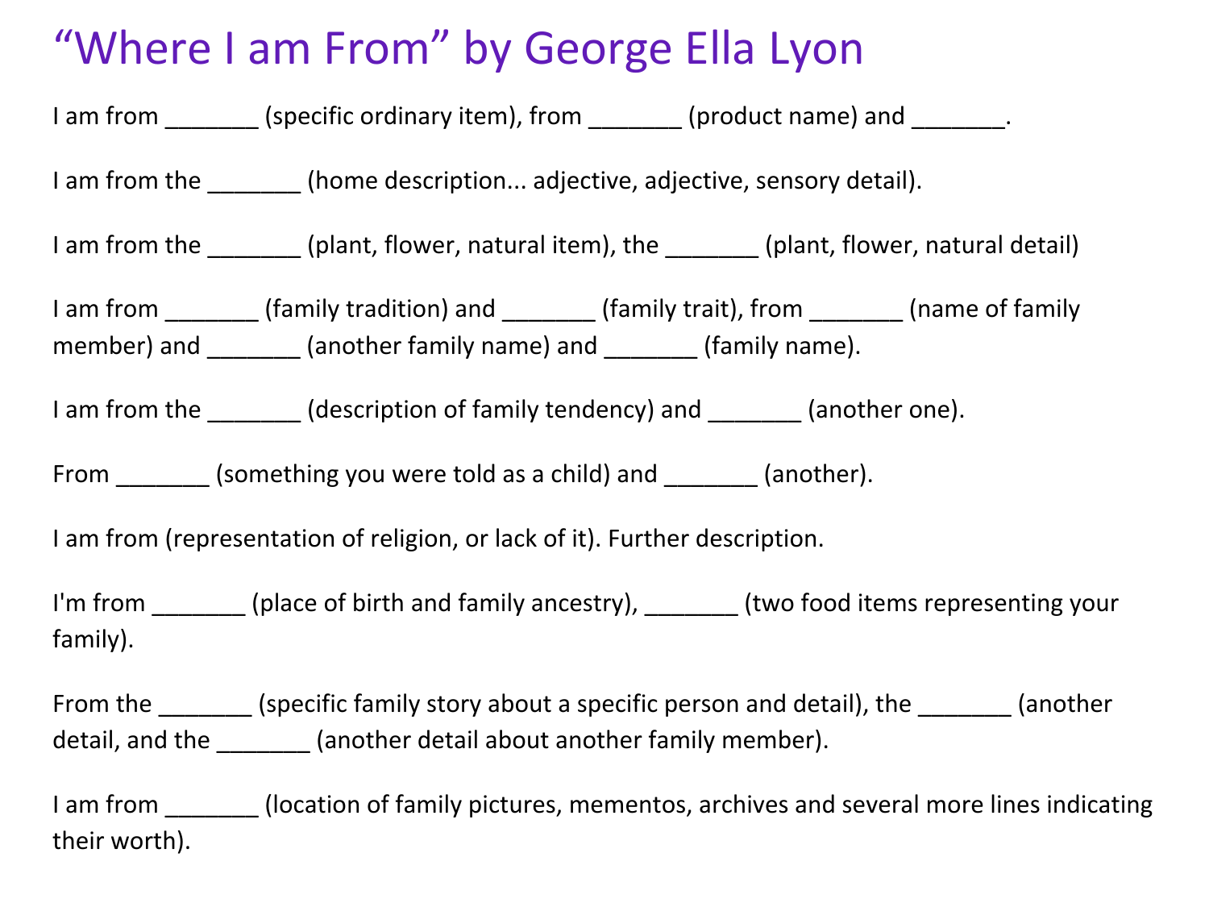# “Where I am From” by George Ella Lyon

I am from _______ (specific ordinary item), from _______ (product name) and _______.

I am from the _______ (home description... adjective, adjective, sensory detail).

I am from the _______ (plant, flower, natural item), the _______ (plant, flower, natural detail)

I am from _______ (family tradition) and _______ (family trait), from _______ (name of family member) and _______ (another family name) and _______ (family name).

I am from the _______ (description of family tendency) and _______ (another one).

From _______ (something you were told as a child) and _______ (another).

I am from (representation of religion, or lack of it). Further description.

I'm from _______ (place of birth and family ancestry), _______ (two food items representing your family).

From the _______ (specific family story about a specific person and detail), the _______ (another detail, and the _______ (another detail about another family member).

I am from _______ (location of family pictures, mementos, archives and several more lines indicating their worth).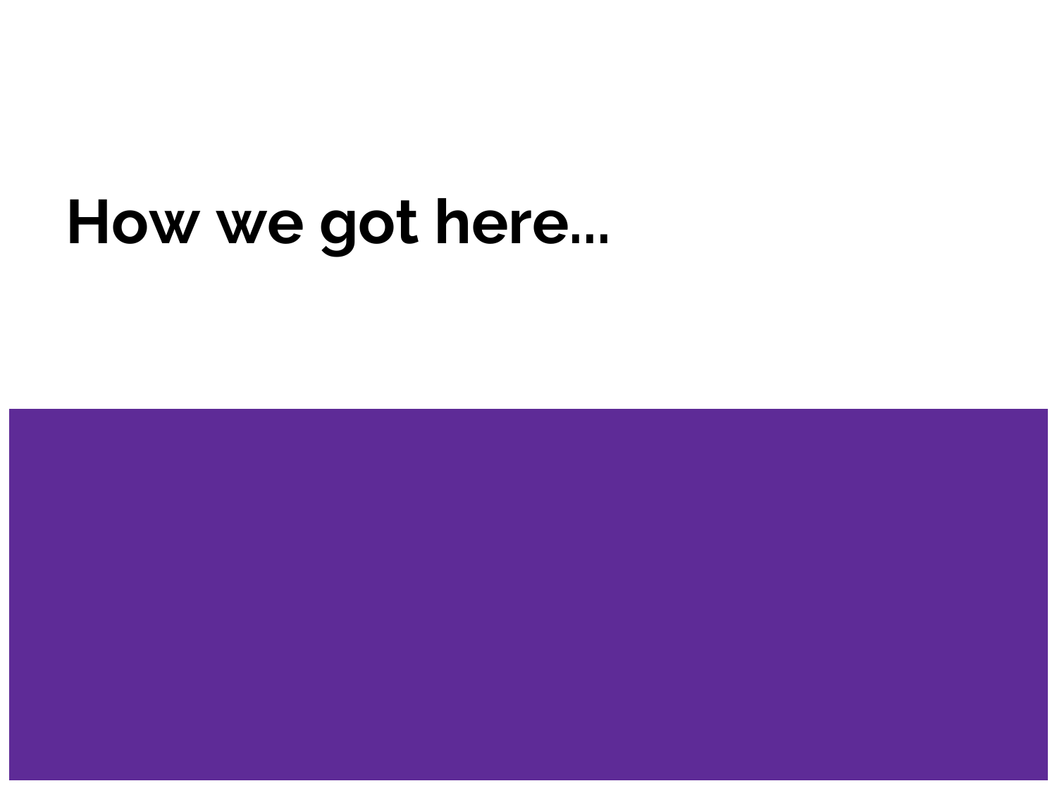# How we got here...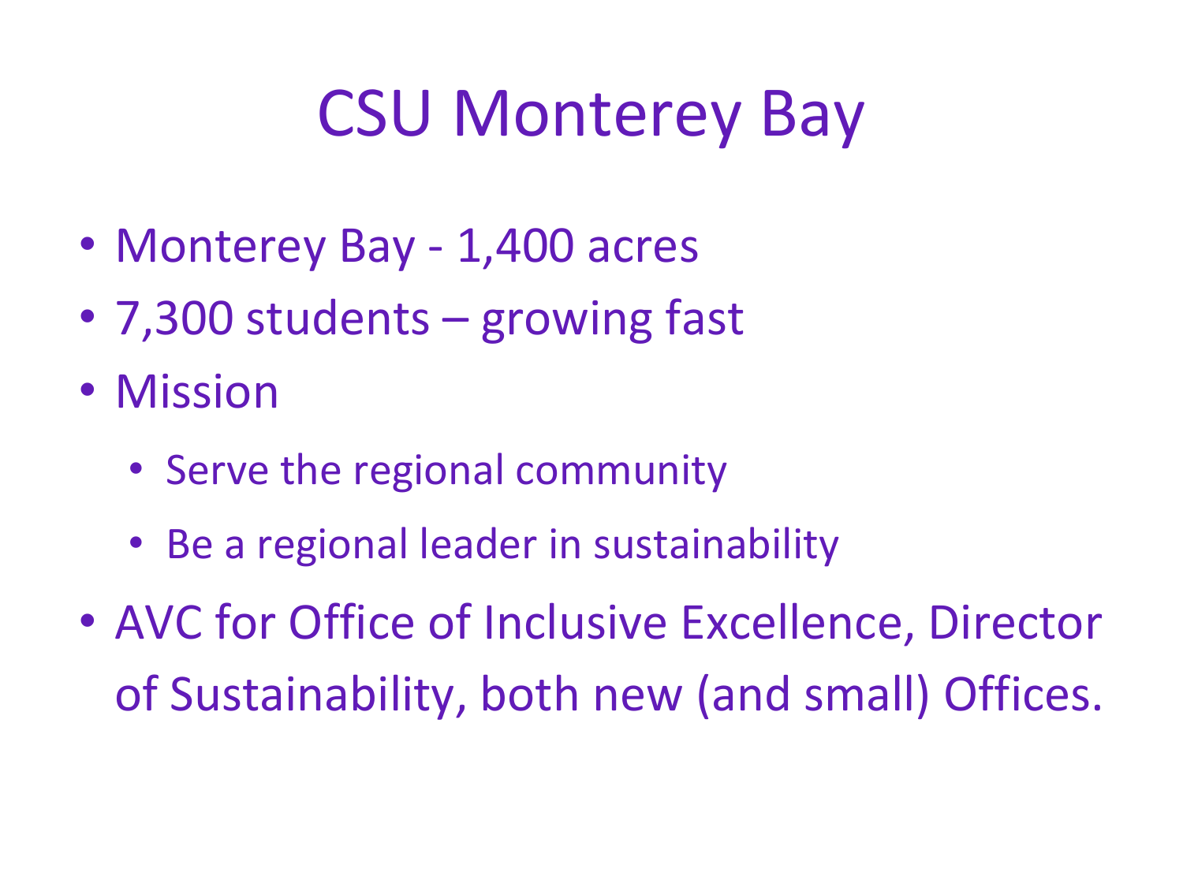# CSU Monterey Bay

- Monterey Bay - 1,400 acres
- 7,300 students – growing fast
- Mission
  - Serve the regional community
  - Be a regional leader in sustainability
- AVC for Office of Inclusive Excellence, Director of Sustainability, both new (and small) Offices.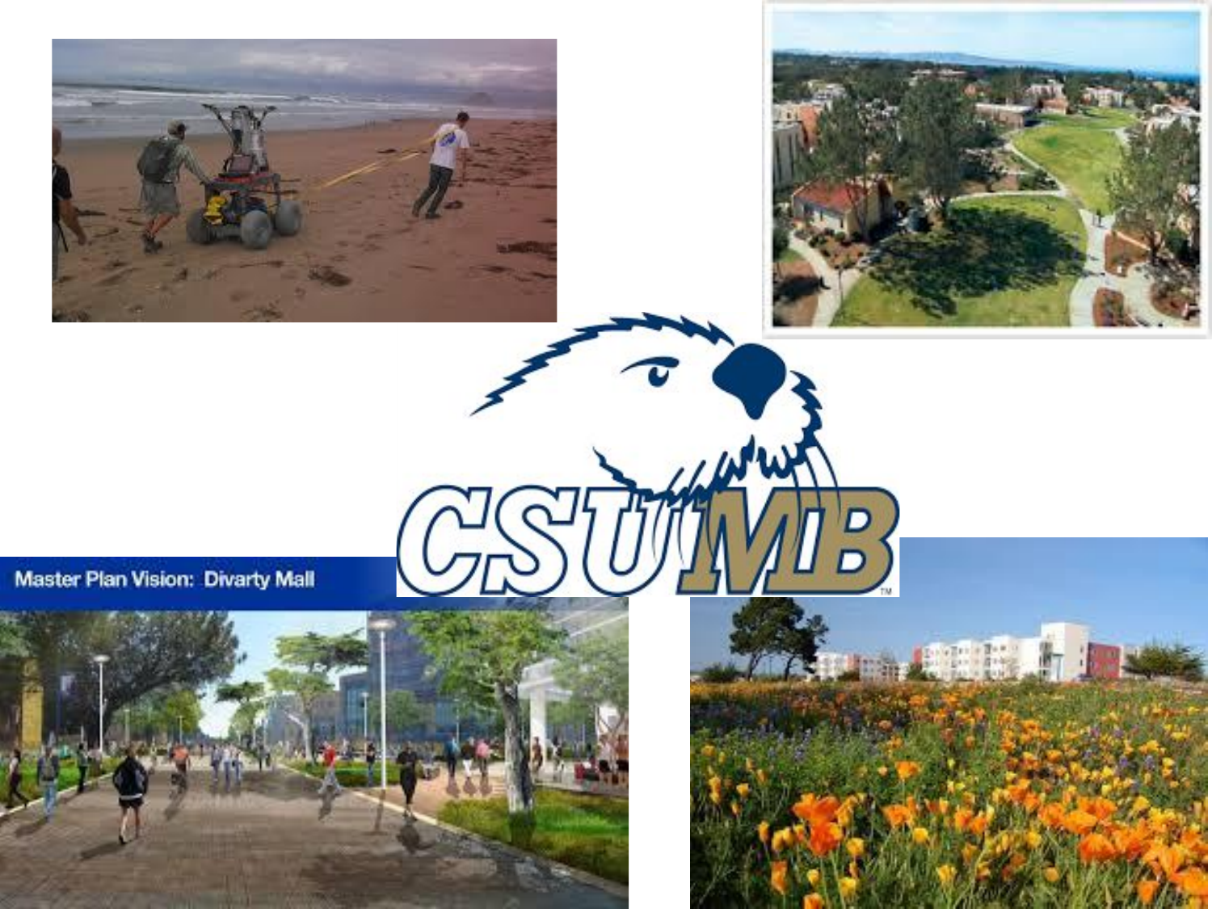Master Plan Vision: Divarty Mall

CSUMB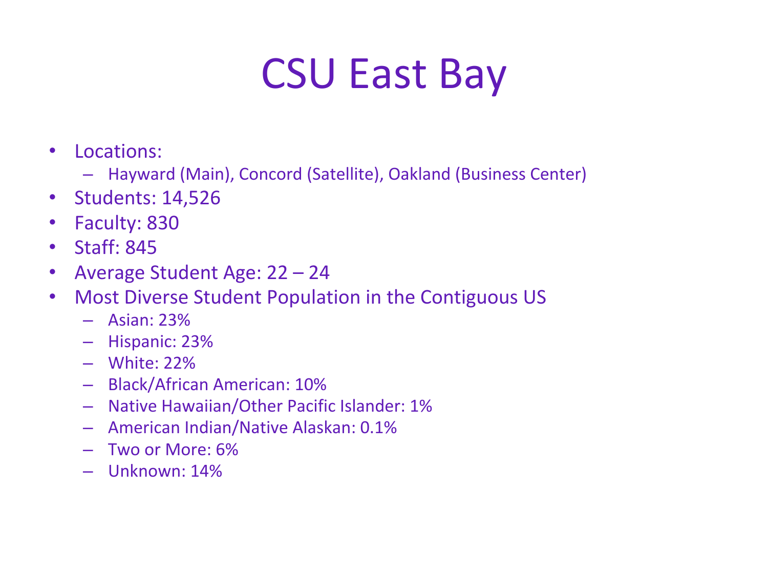# CSU East Bay

- Locations:
  - Hayward (Main), Concord (Satellite), Oakland (Business Center)
- Students: 14,526
- Faculty: 830
- Staff: 845
- Average Student Age: 22 – 24
- Most Diverse Student Population in the Contiguous US
  - Asian: 23%
  - Hispanic: 23%
  - White: 22%
  - Black/African American: 10%
  - Native Hawaiian/Other Pacific Islander: 1%
  - American Indian/Native Alaskan: 0.1%
  - Two or More: 6%
  - Unknown: 14%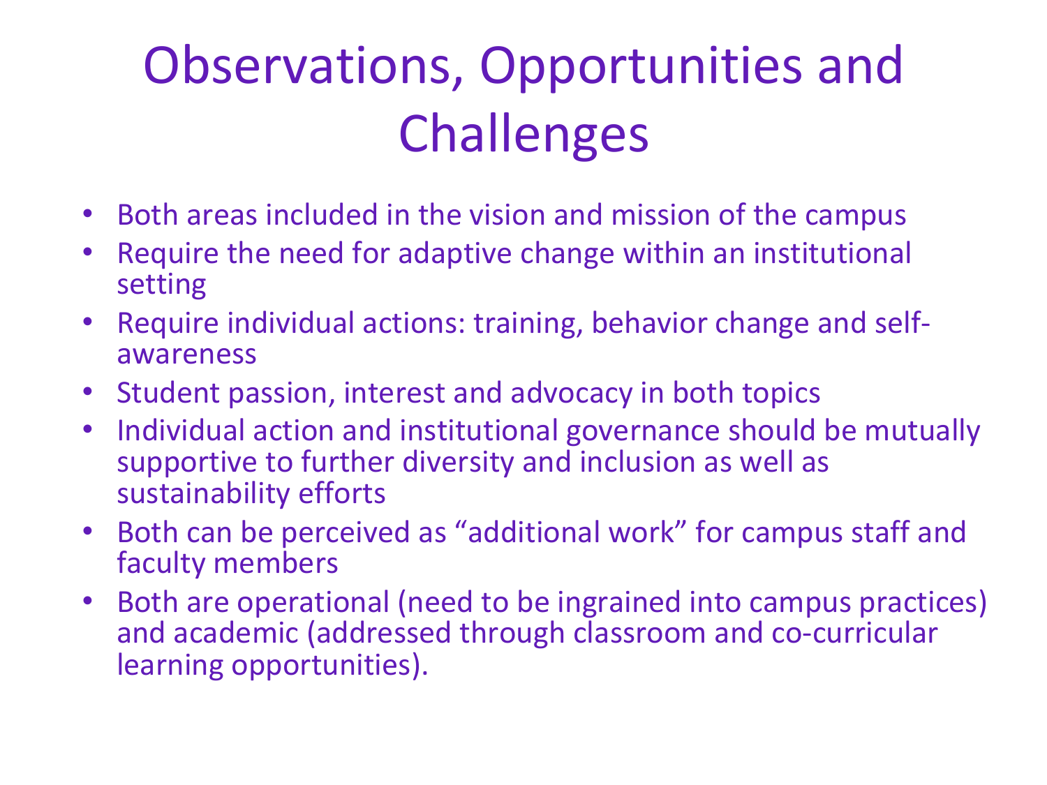# Observations, Opportunities and Challenges

- Both areas included in the vision and mission of the campus
- Require the need for adaptive change within an institutional setting
- Require individual actions: training, behavior change and self-awareness
- Student passion, interest and advocacy in both topics
- Individual action and institutional governance should be mutually supportive to further diversity and inclusion as well as sustainability efforts
- Both can be perceived as “additional work” for campus staff and faculty members
- Both are operational (need to be ingrained into campus practices) and academic (addressed through classroom and co-curricular learning opportunities).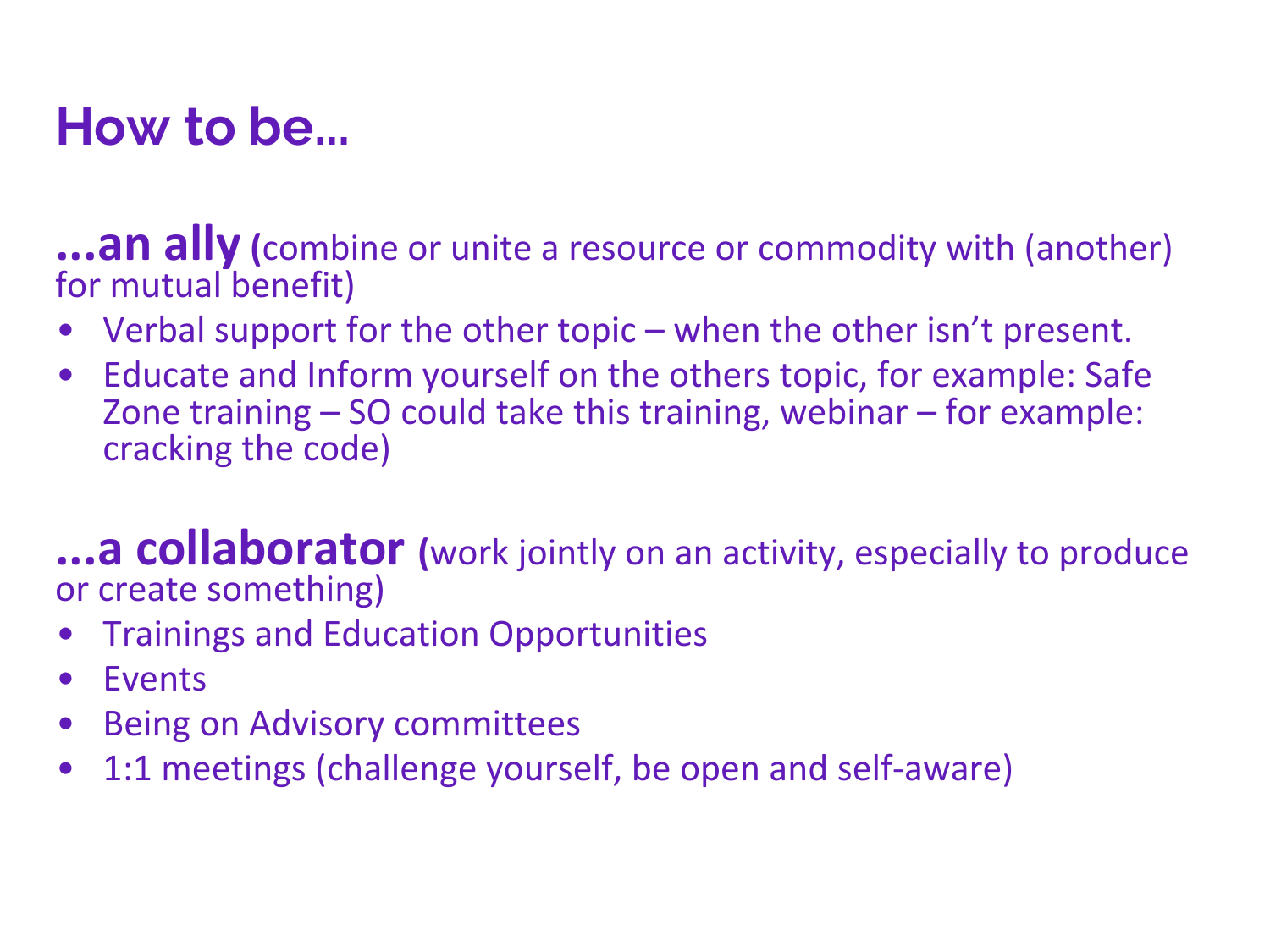# How to be…

**…an ally** (combine or unite a resource or commodity with (another) for mutual benefit)

- Verbal support for the other topic – when the other isn't present.
- Educate and Inform yourself on the others topic, for example: Safe Zone training – SO could take this training, webinar – for example: cracking the code)

**…a collaborator** (work jointly on an activity, especially to produce or create something)

- Trainings and Education Opportunities
- Events
- Being on Advisory committees
- 1:1 meetings (challenge yourself, be open and self-aware)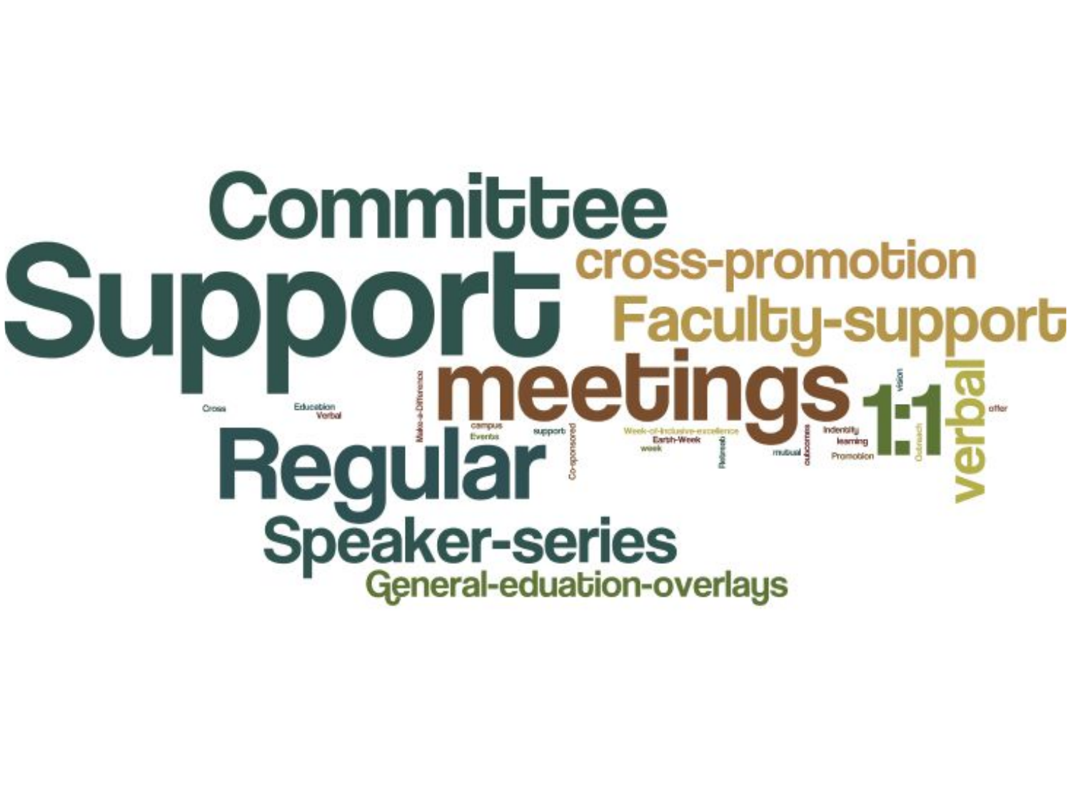Committee

Support

cross-promotion

Faculty-support

meetings

1:1

verbal

Regular

Speaker-series

General-eduation-overlays

Cross

Education

Verbal

Make-a-Difference

campus

Events

support

Co-sponsored

Week-of-Inclusive-excellence

Earth-Week

week

Retreat

mutual

outcomes

Indentity

learning

Promotion

vision

Outreach

offer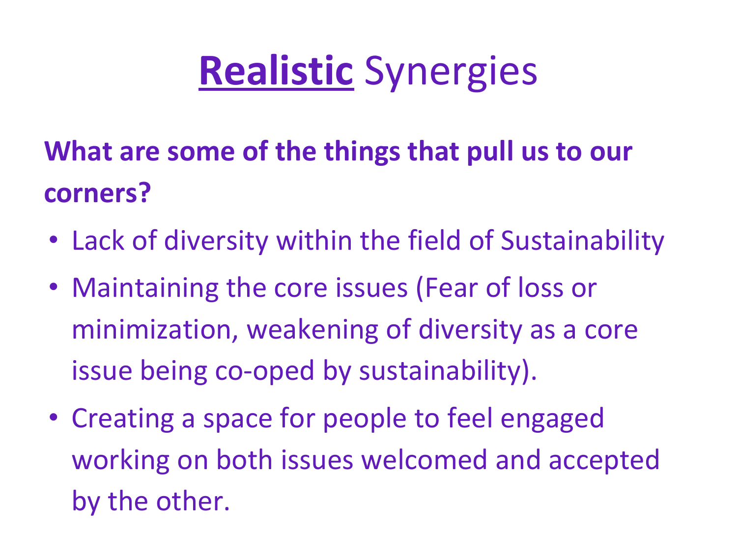# Realistic Synergies

**What are some of the things that pull us to our corners?**

- Lack of diversity within the field of Sustainability
- Maintaining the core issues (Fear of loss or minimization, weakening of diversity as a core issue being co-oped by sustainability).
- Creating a space for people to feel engaged working on both issues welcomed and accepted by the other.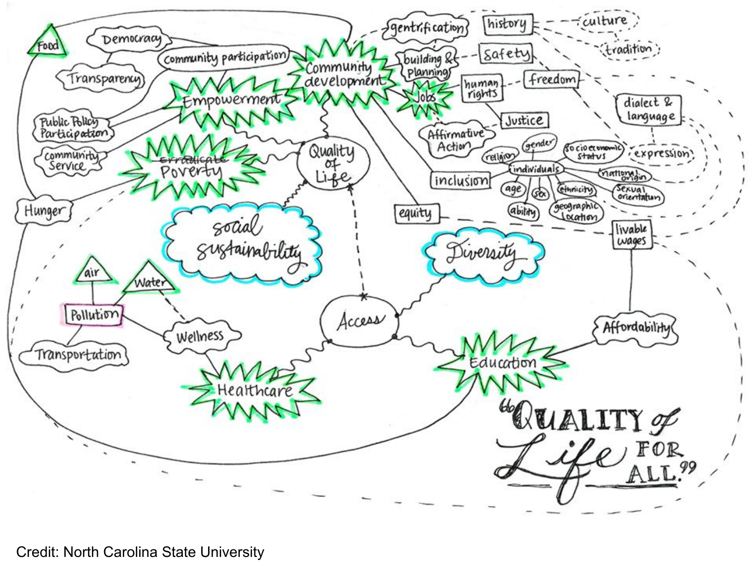Food

Democracy

Transparency

Community participation

Public Policy Participation

Community Service

Empowerment

~~Eradicate~~ Poverty

Hunger

Community development

gentrification

history

culture

tradition

building & Planning

Safety

Jobs

human rights

freedom

dialect & language

expression

Justice

Affirmative Action

Quality of Life

inclusion

individuals

religion

gender

socioeconomic status

national origin

age

sex

ethnicity

Sexual orientation

ability

geographic location

equity

livable wages

social sustainability

Diversity

air

Water

Pollution

Transportation

Wellness

Access

Healthcare

Education

Affordability

"QUALITY of Life FOR ALL."

Credit: North Carolina State University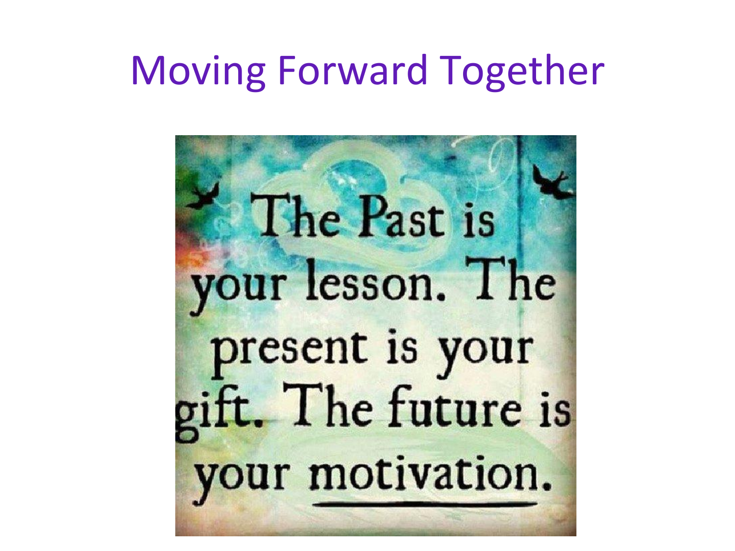# Moving Forward Together

The Past is your lesson. The present is your gift. The future is your motivation.